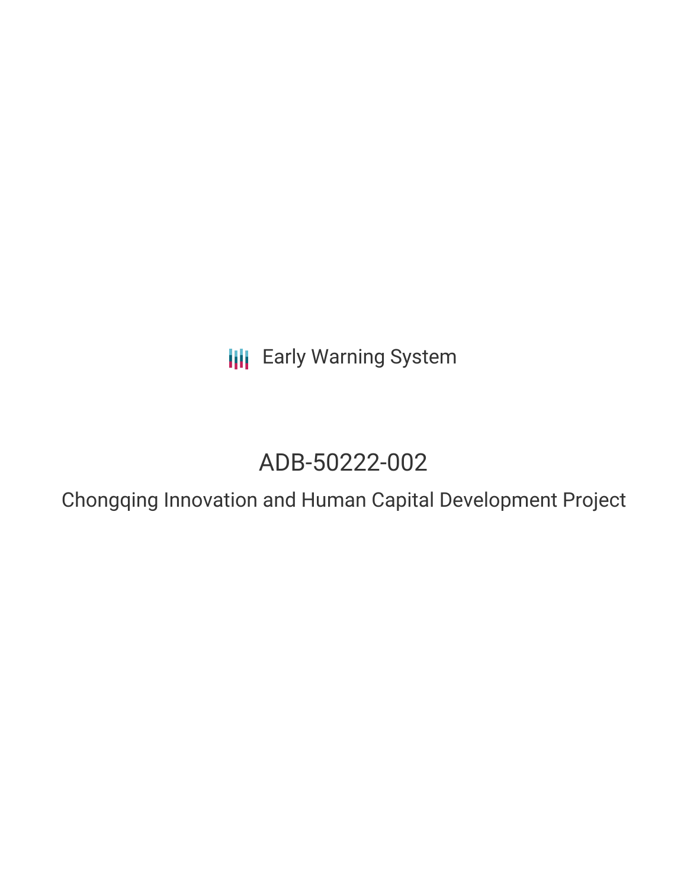Early Warning System

# ADB-50222-002

## Chongqing Innovation and Human Capital Development Project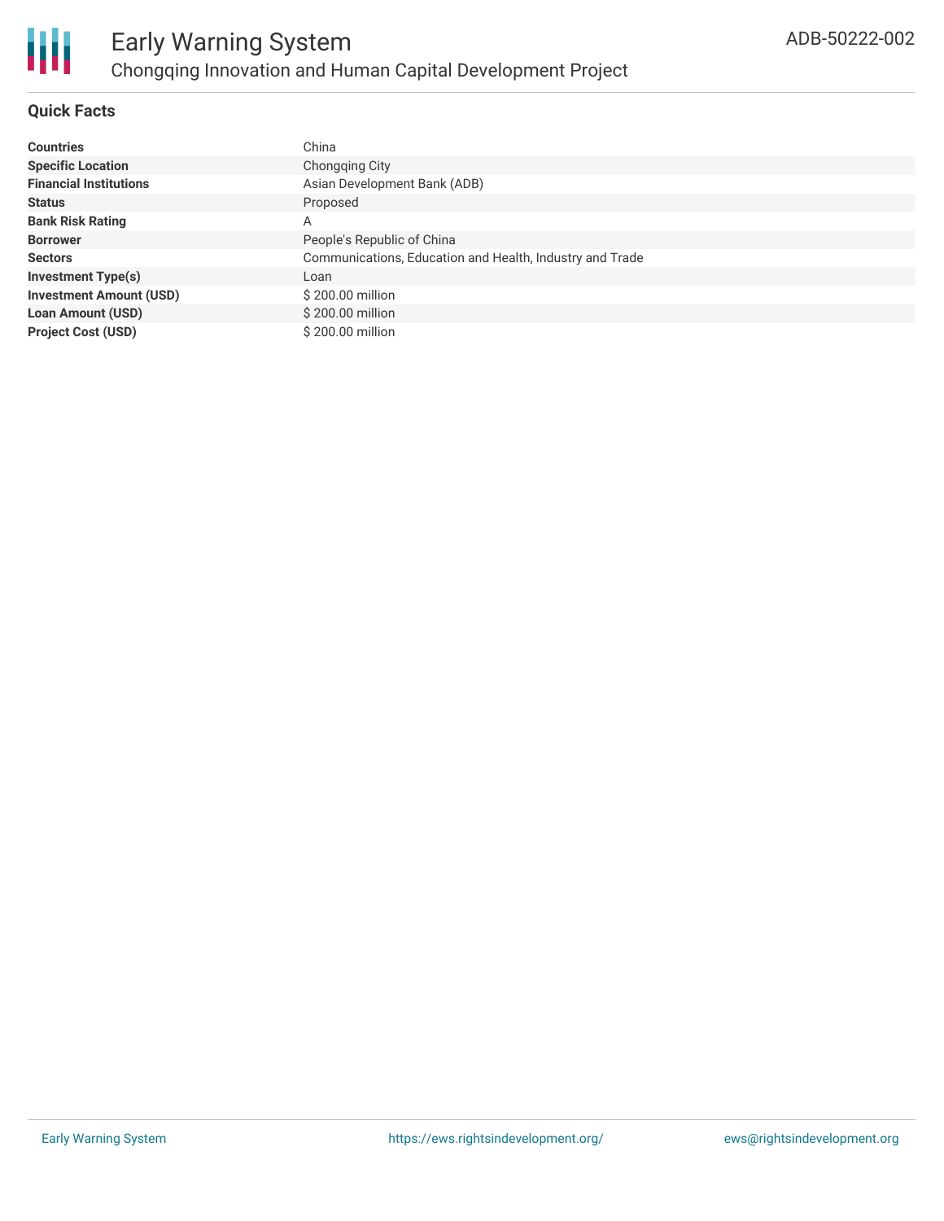# Early Warning System

## Chongqing Innovation and Human Capital Development Project

ADB-50222-002

### Quick Facts

| | |
|---|---|
| **Countries** | China |
| **Specific Location** | Chongqing City |
| **Financial Institutions** | Asian Development Bank (ADB) |
| **Status** | Proposed |
| **Bank Risk Rating** | A |
| **Borrower** | People's Republic of China |
| **Sectors** | Communications, Education and Health, Industry and Trade |
| **Investment Type(s)** | Loan |
| **Investment Amount (USD)** | $ 200.00 million |
| **Loan Amount (USD)** | $ 200.00 million |
| **Project Cost (USD)** | $ 200.00 million |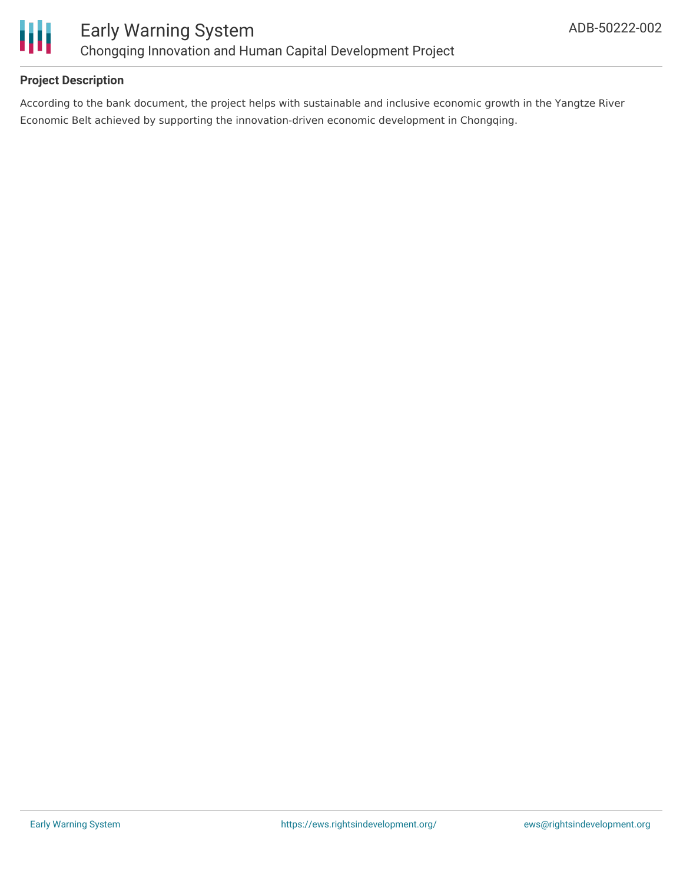## Project Description

According to the bank document, the project helps with sustainable and inclusive economic growth in the Yangtze River Economic Belt achieved by supporting the innovation-driven economic development in Chongqing.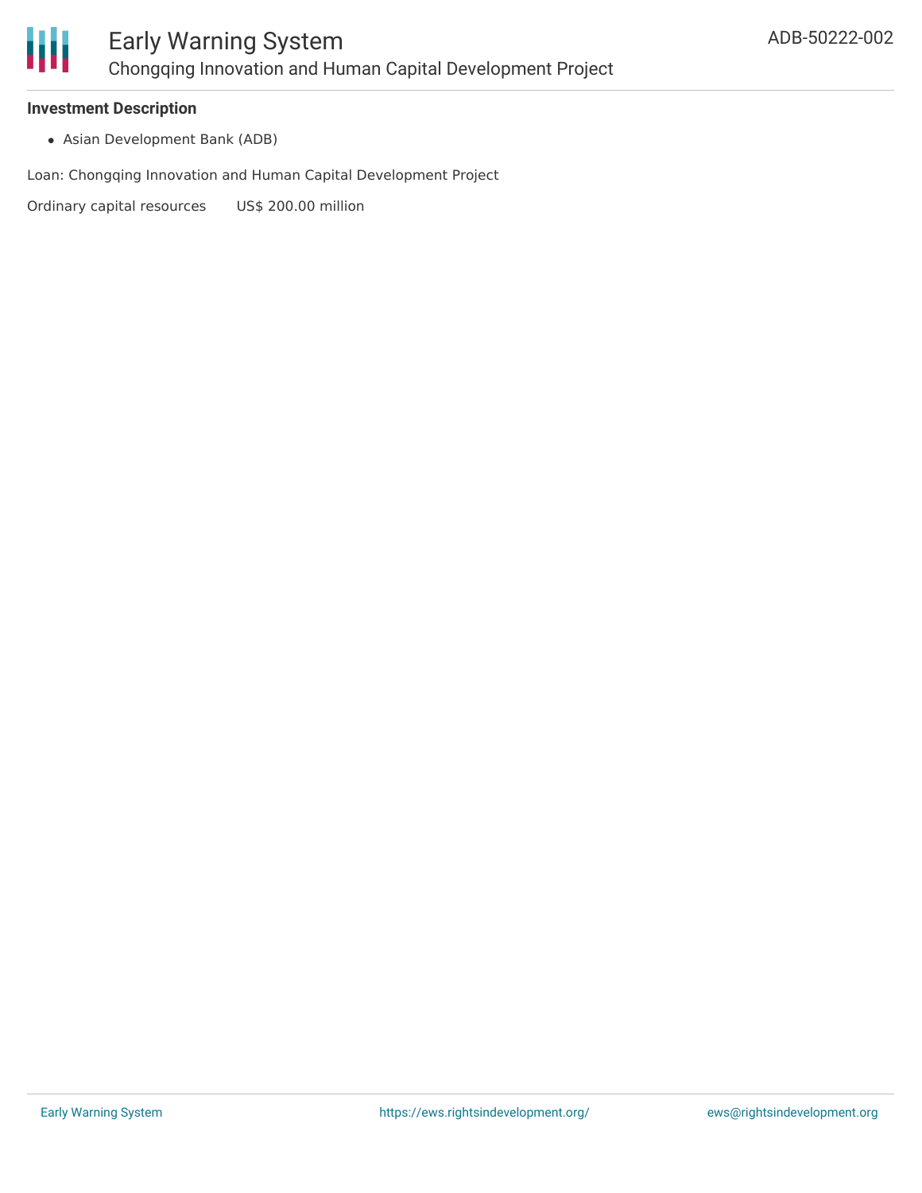#### Investment Description

- Asian Development Bank (ADB)

Loan: Chongqing Innovation and Human Capital Development Project

Ordinary capital resources US$ 200.00 million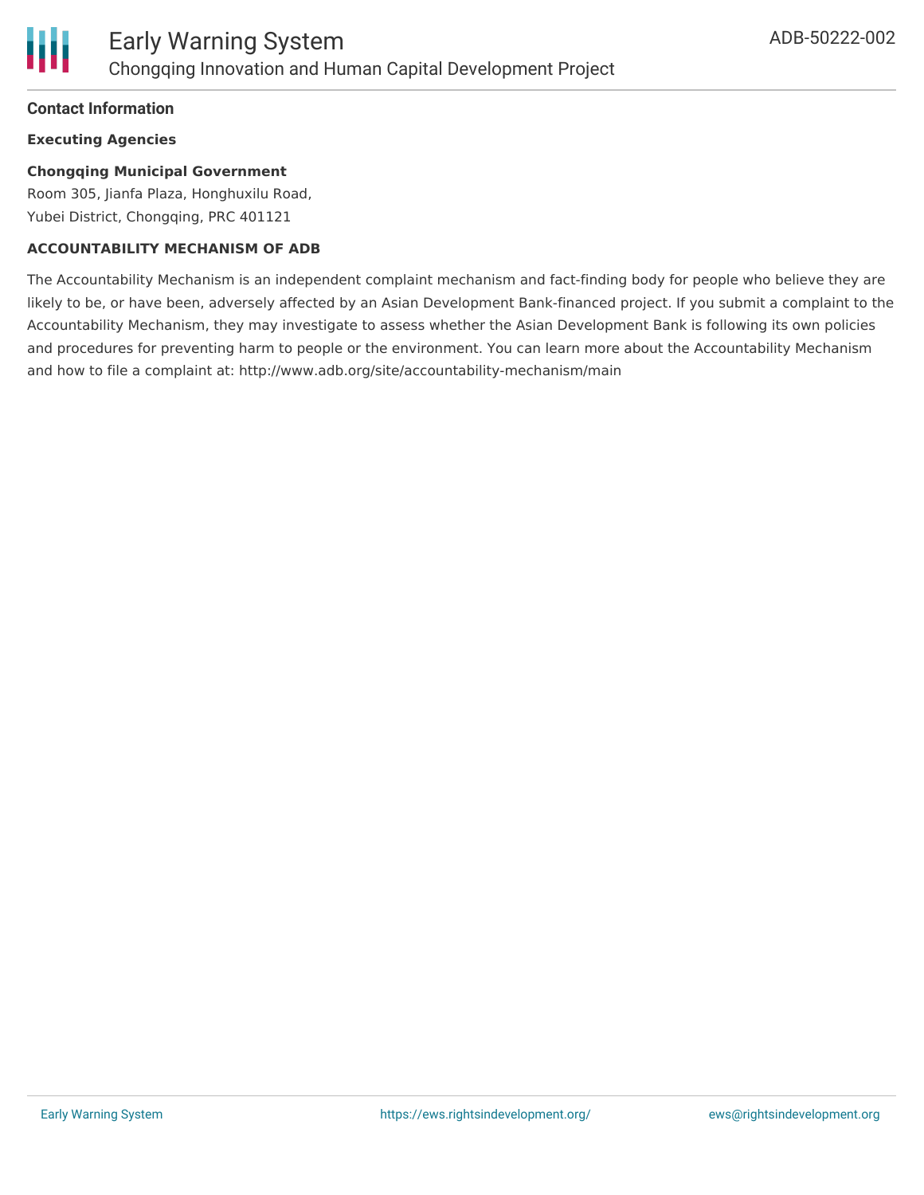### Contact Information

**Executing Agencies**

**Chongqing Municipal Government**
Room 305, Jianfa Plaza, Honghuxilu Road,
Yubei District, Chongqing, PRC 401121

**ACCOUNTABILITY MECHANISM OF ADB**

The Accountability Mechanism is an independent complaint mechanism and fact-finding body for people who believe they are likely to be, or have been, adversely affected by an Asian Development Bank-financed project. If you submit a complaint to the Accountability Mechanism, they may investigate to assess whether the Asian Development Bank is following its own policies and procedures for preventing harm to people or the environment. You can learn more about the Accountability Mechanism and how to file a complaint at: http://www.adb.org/site/accountability-mechanism/main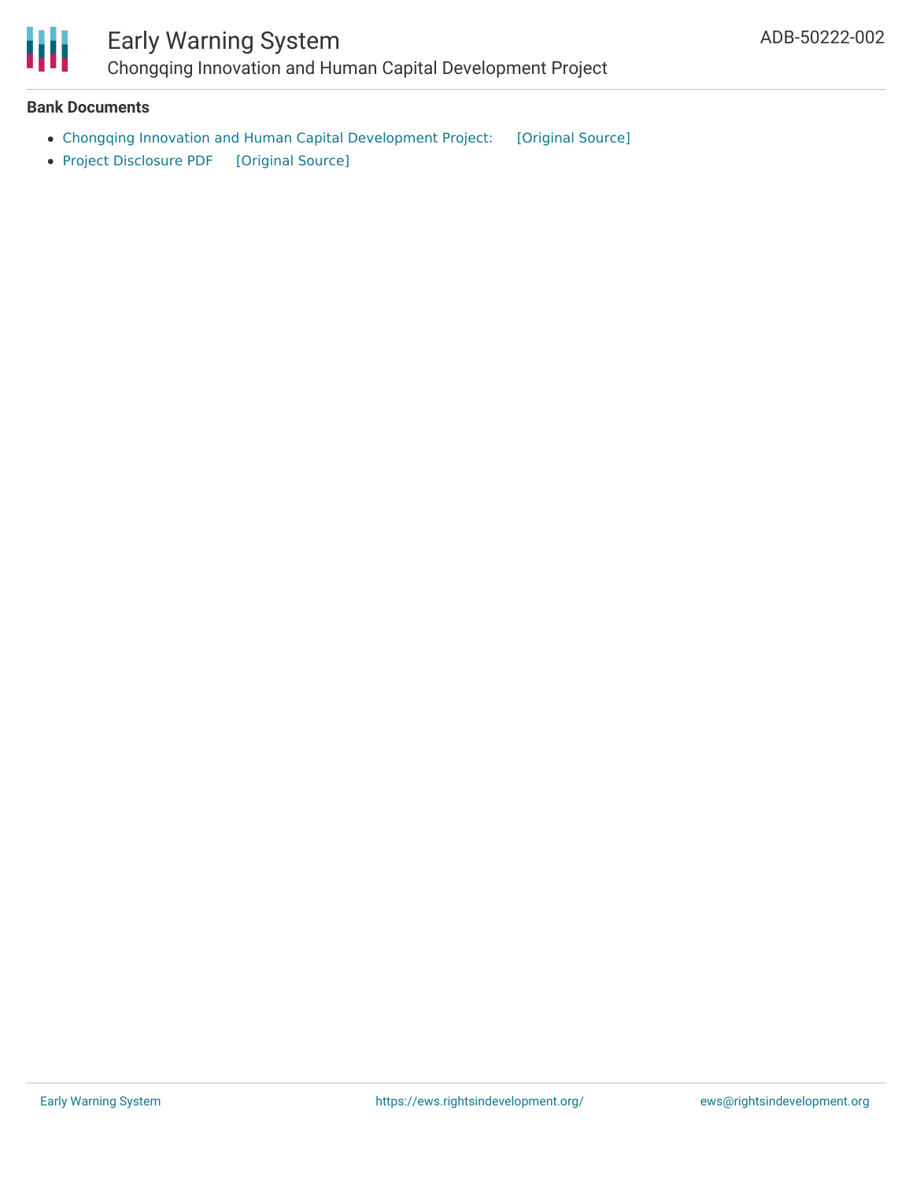**Bank Documents**

- Chongqing Innovation and Human Capital Development Project: [Original Source]
- Project Disclosure PDF [Original Source]